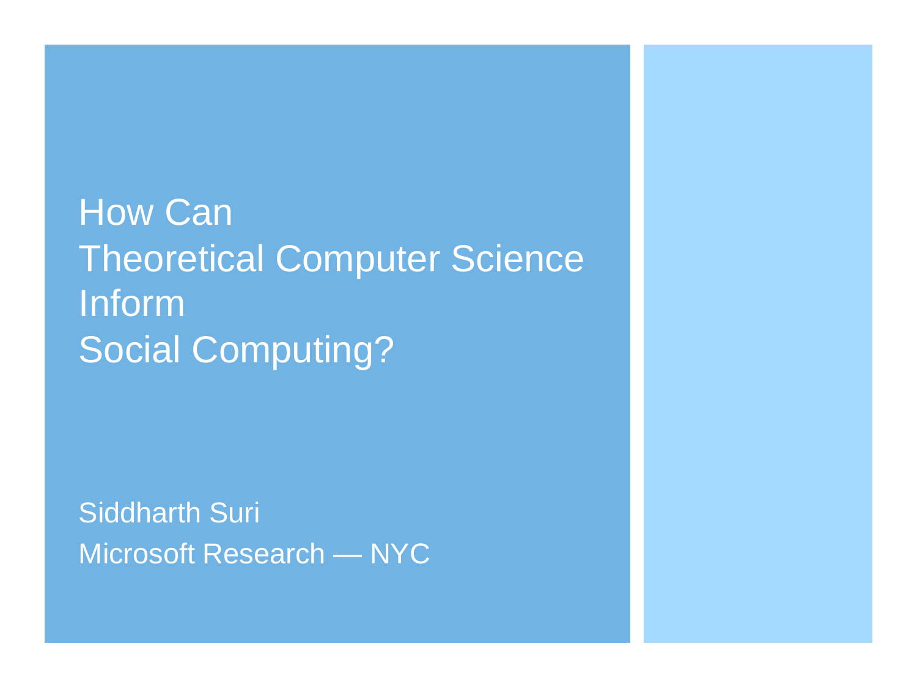# How Can Theoretical Computer Science Inform Social Computing?

Siddharth Suri

Microsoft Research — NYC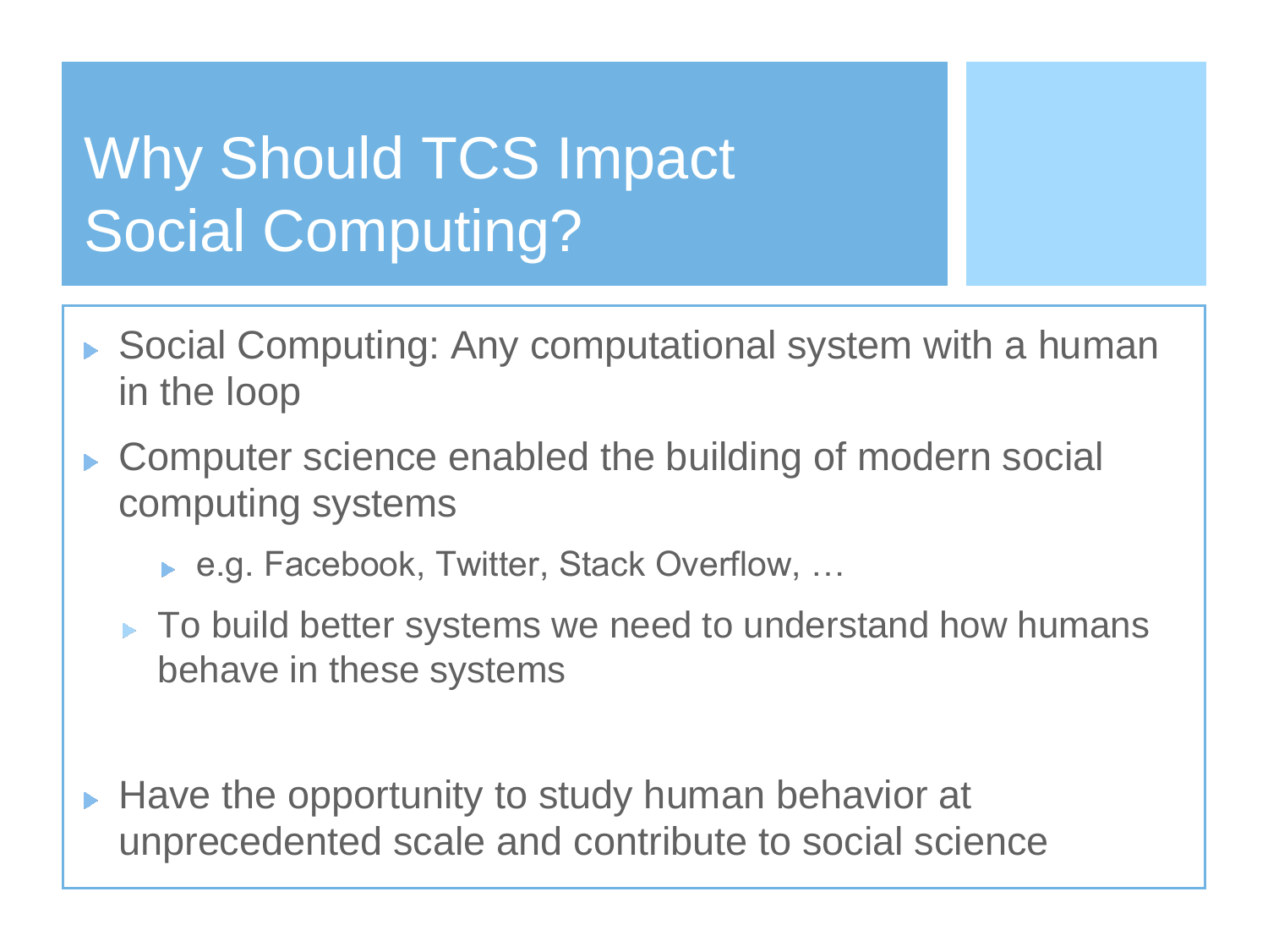# Why Should TCS Impact Social Computing?

- Social Computing: Any computational system with a human in the loop
- Computer science enabled the building of modern social computing systems
  - e.g. Facebook, Twitter, Stack Overflow, …
  - To build better systems we need to understand how humans behave in these systems
- Have the opportunity to study human behavior at unprecedented scale and contribute to social science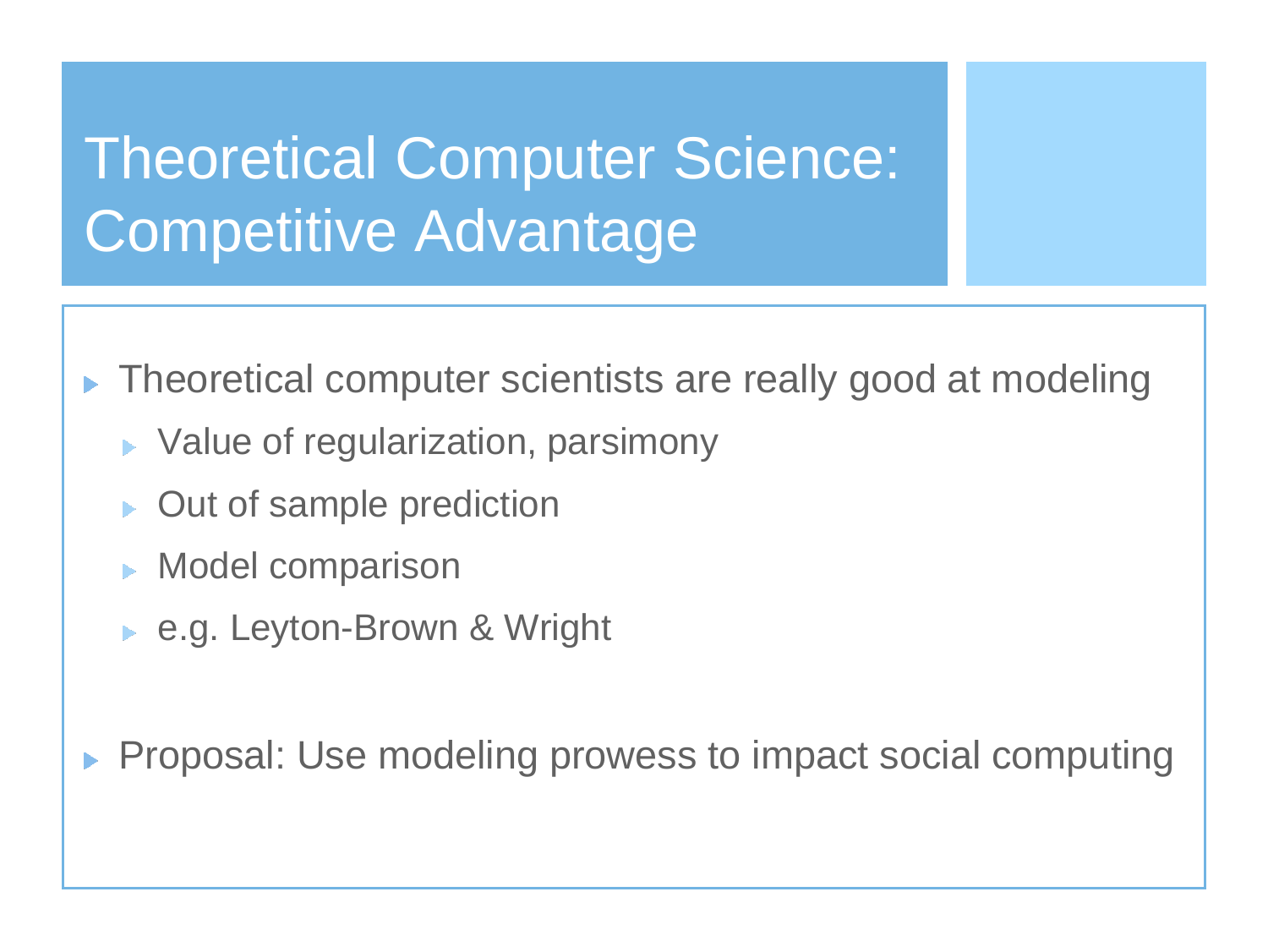# Theoretical Computer Science: Competitive Advantage

- Theoretical computer scientists are really good at modeling
  - Value of regularization, parsimony
  - Out of sample prediction
  - Model comparison
  - e.g. Leyton-Brown & Wright

- Proposal: Use modeling prowess to impact social computing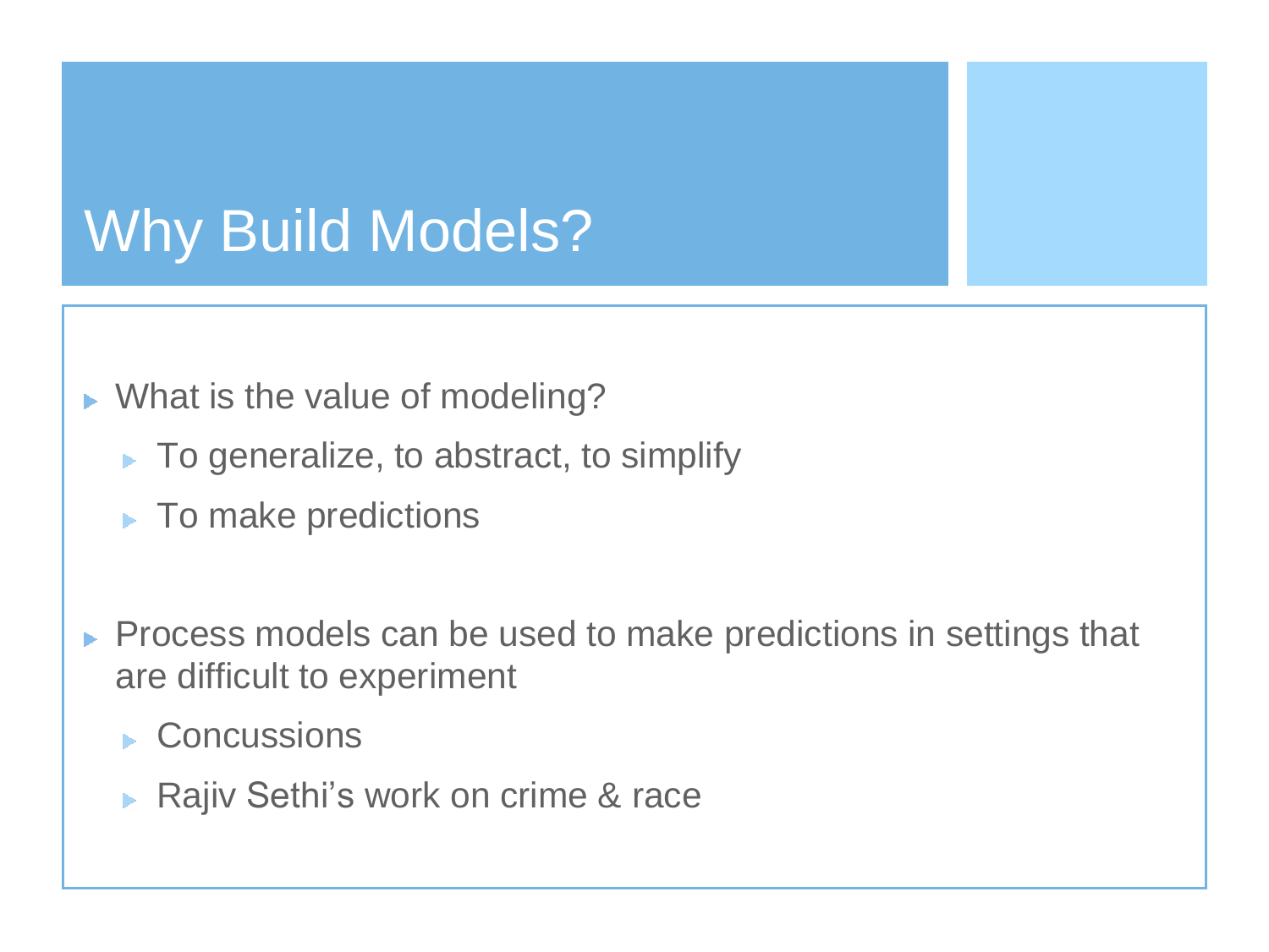# Why Build Models?

- What is the value of modeling?
  - To generalize, to abstract, to simplify
  - To make predictions

- Process models can be used to make predictions in settings that are difficult to experiment
  - Concussions
  - Rajiv Sethi's work on crime & race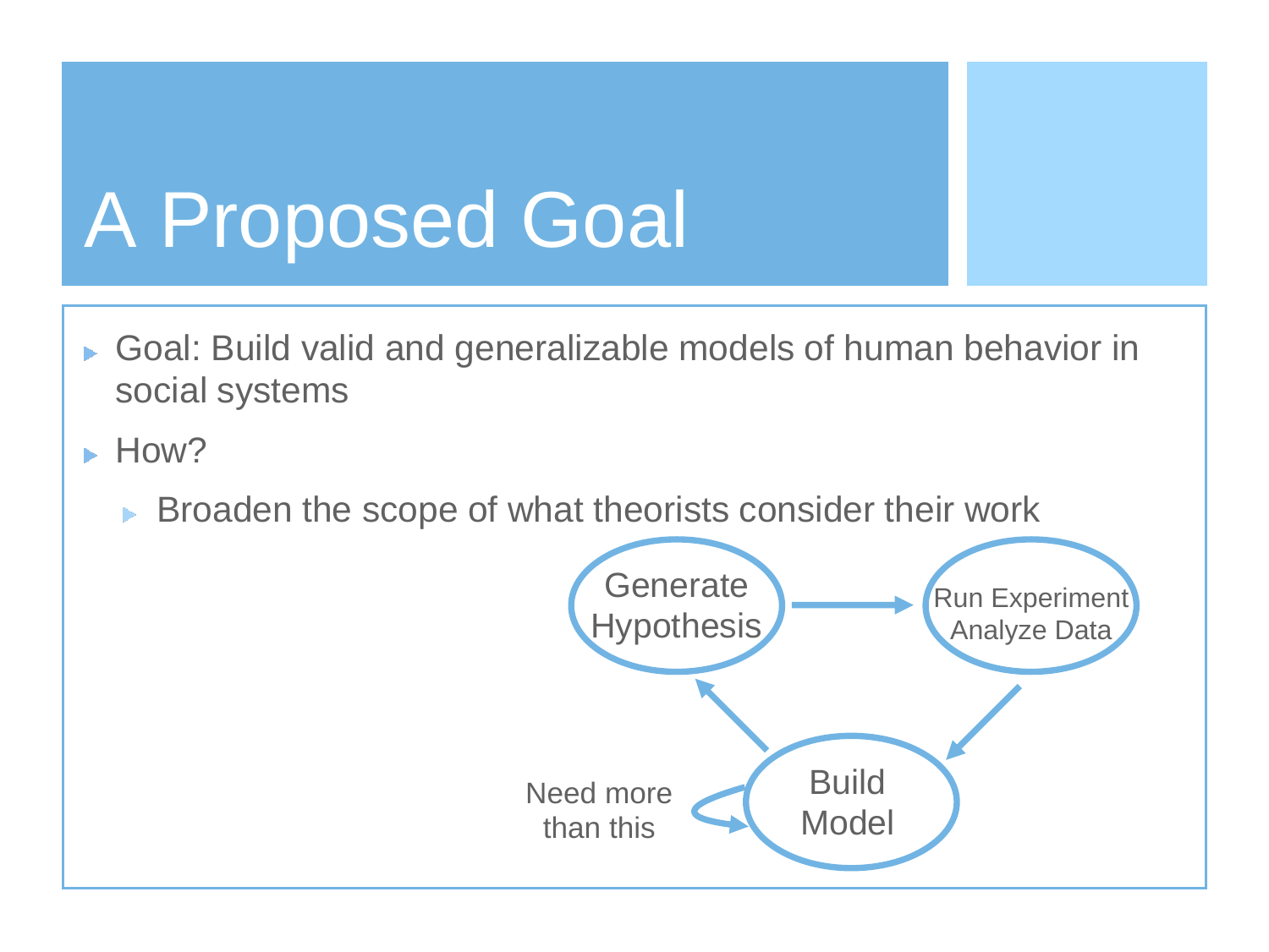# A Proposed Goal

- Goal: Build valid and generalizable models of human behavior in social systems
- How?
  - Broaden the scope of what theorists consider their work

Generate Hypothesis → Run Experiment Analyze Data → Build Model → Generate Hypothesis

Need more than this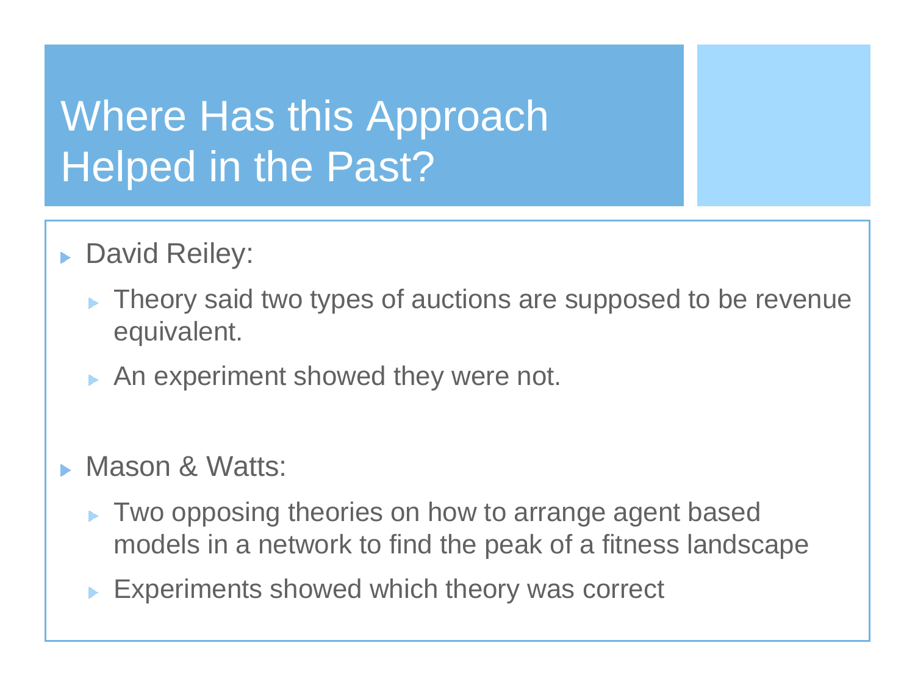# Where Has this Approach Helped in the Past?

- David Reiley:
  - Theory said two types of auctions are supposed to be revenue equivalent.
  - An experiment showed they were not.

- Mason & Watts:
  - Two opposing theories on how to arrange agent based models in a network to find the peak of a fitness landscape
  - Experiments showed which theory was correct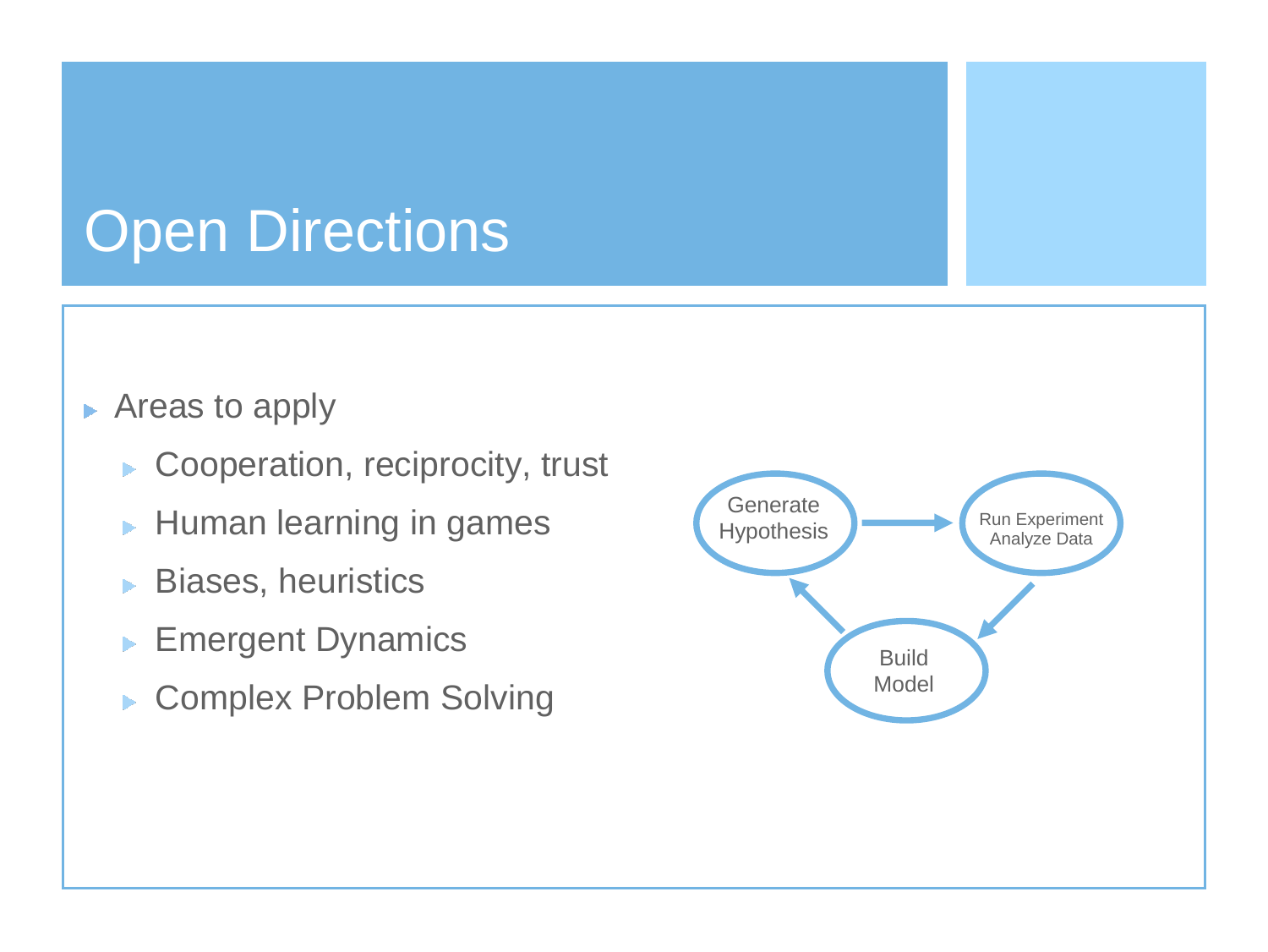# Open Directions

- Areas to apply
  - Cooperation, reciprocity, trust
  - Human learning in games
  - Biases, heuristics
  - Emergent Dynamics
  - Complex Problem Solving

Generate Hypothesis → Run Experiment Analyze Data → Build Model → Generate Hypothesis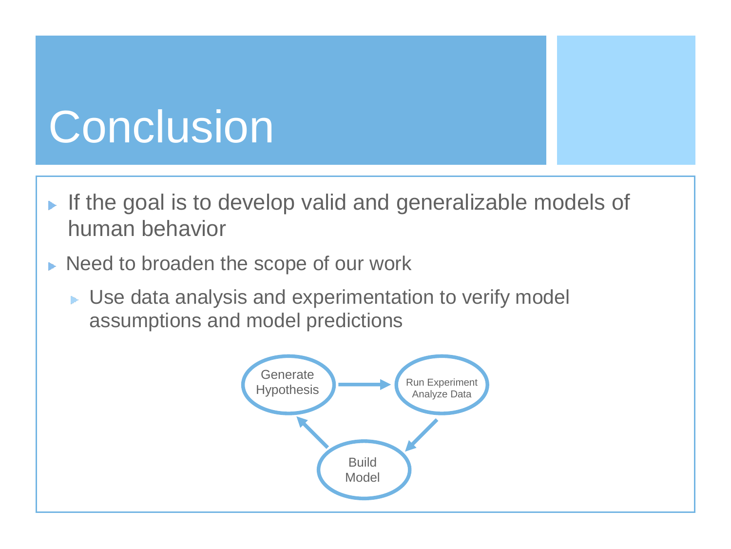# Conclusion

- If the goal is to develop valid and generalizable models of human behavior
- Need to broaden the scope of our work
  - Use data analysis and experimentation to verify model assumptions and model predictions

Generate Hypothesis

Run Experiment Analyze Data

Build Model